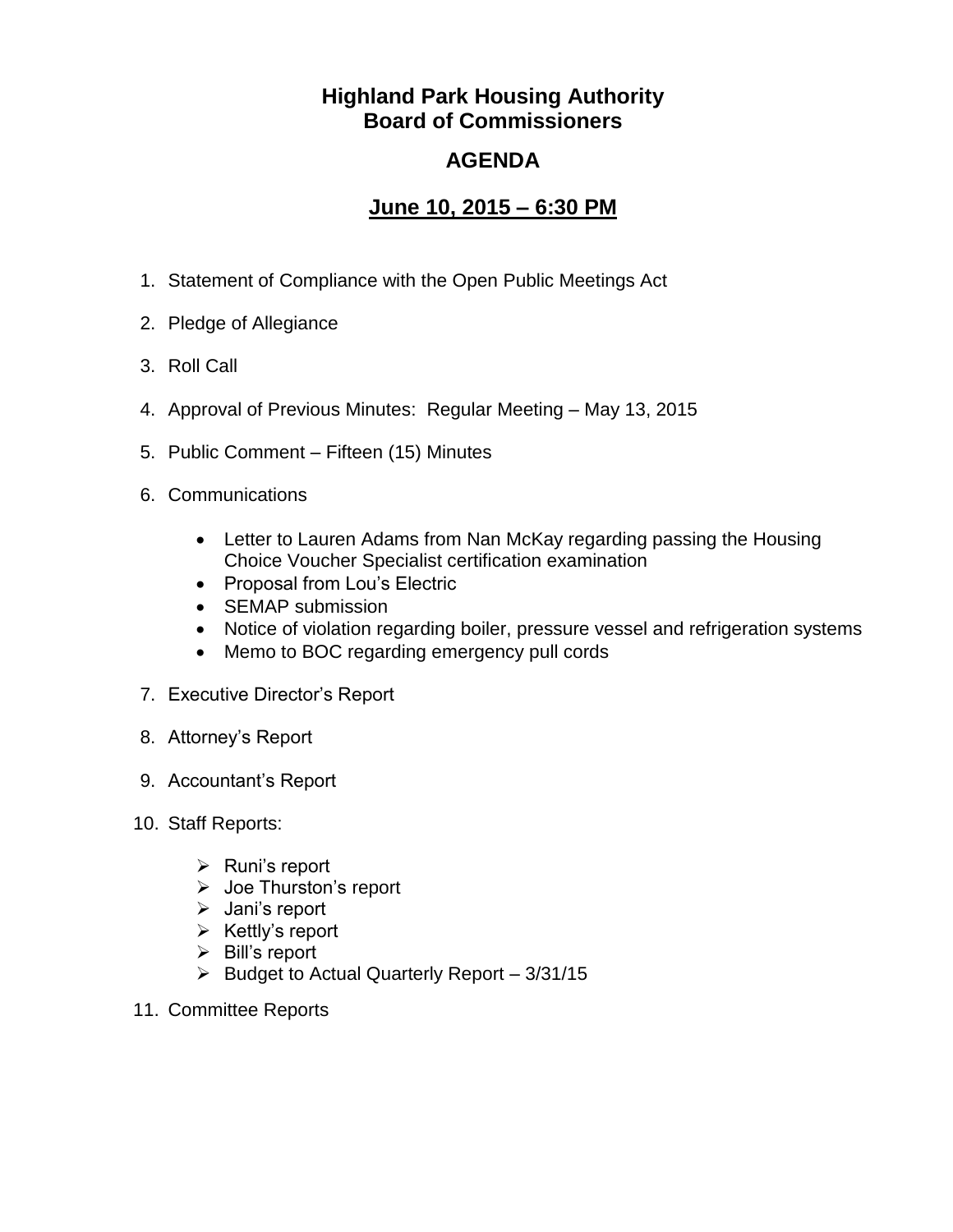# Highland Park Housing Authority
# Board of Commissioners

## AGENDA

## June 10, 2015 – 6:30 PM

1. Statement of Compliance with the Open Public Meetings Act
2. Pledge of Allegiance
3. Roll Call
4. Approval of Previous Minutes: Regular Meeting – May 13, 2015
5. Public Comment – Fifteen (15) Minutes
6. Communications
   - Letter to Lauren Adams from Nan McKay regarding passing the Housing Choice Voucher Specialist certification examination
   - Proposal from Lou's Electric
   - SEMAP submission
   - Notice of violation regarding boiler, pressure vessel and refrigeration systems
   - Memo to BOC regarding emergency pull cords
7. Executive Director's Report
8. Attorney's Report
9. Accountant's Report
10. Staff Reports:
    - Runi's report
    - Joe Thurston's report
    - Jani's report
    - Kettly's report
    - Bill's report
    - Budget to Actual Quarterly Report – 3/31/15
11. Committee Reports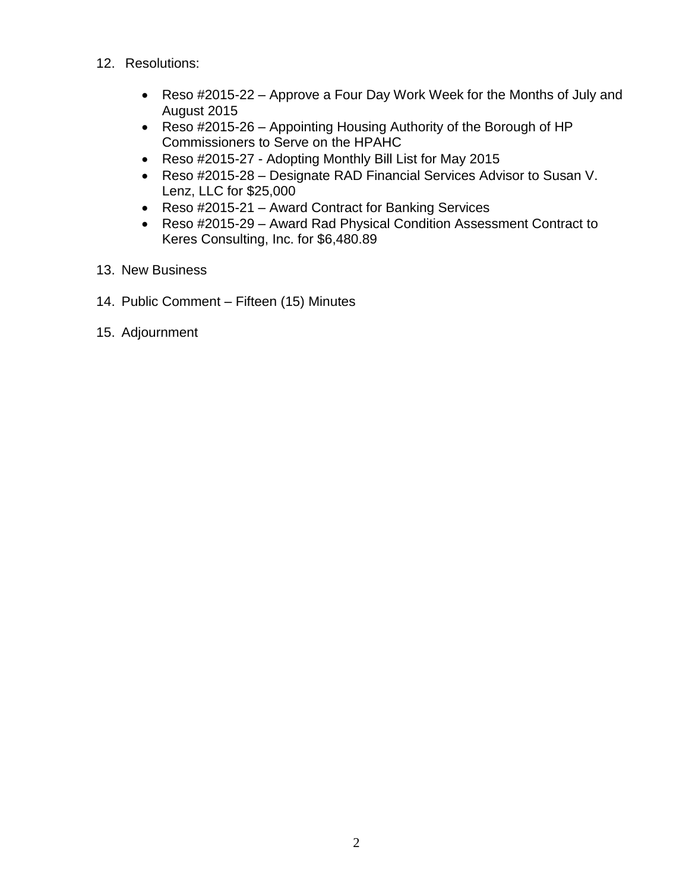12. Resolutions:

    - Reso #2015-22 – Approve a Four Day Work Week for the Months of July and August 2015
    - Reso #2015-26 – Appointing Housing Authority of the Borough of HP Commissioners to Serve on the HPAHC
    - Reso #2015-27 - Adopting Monthly Bill List for May 2015
    - Reso #2015-28 – Designate RAD Financial Services Advisor to Susan V. Lenz, LLC for $25,000
    - Reso #2015-21 – Award Contract for Banking Services
    - Reso #2015-29 – Award Rad Physical Condition Assessment Contract to Keres Consulting, Inc. for $6,480.89

13. New Business

14. Public Comment – Fifteen (15) Minutes

15. Adjournment